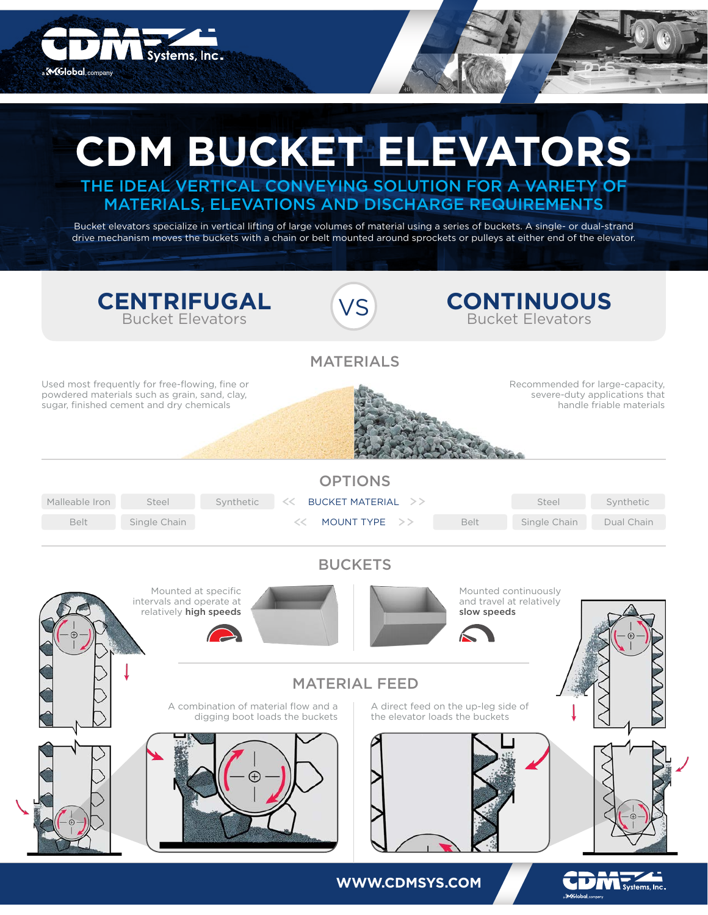# CDM BUCKET ELEVATORS

## THE IDEAL VERTICAL CONVEYING SOLUTION FOR A VARIETY OF MATERIALS, ELEVATIONS AND DISCHARGE REQUIREMENTS

Bucket elevators specialize in vertical lifting of large volumes of material using a series of buckets. A single- or dual-strand drive mechanism moves the buckets with a chain or belt mounted around sprockets or pulleys at either end of the elevator.

## CENTRIFUGAL Bucket Elevators VS CONTINUOUS Bucket Elevators

### MATERIALS

**Centrifugal:** Used most frequently for free-flowing, fine or powdered materials such as grain, sand, clay, sugar, finished cement and dry chemicals

**Continuous:** Recommended for large-capacity, severe-duty applications that handle friable materials

### OPTIONS

| Centrifugal | | Continuous |
|---|---|---|
| Malleable Iron, Steel, Synthetic | BUCKET MATERIAL | Steel, Synthetic |
| Belt, Single Chain | MOUNT TYPE | Belt, Single Chain, Dual Chain |

### BUCKETS

**Centrifugal:** Mounted at specific intervals and operate at relatively **high speeds**

**Continuous:** Mounted continuously and travel at relatively **slow speeds**

### MATERIAL FEED

**Centrifugal:** A combination of material flow and a digging boot loads the buckets

**Continuous:** A direct feed on the up-leg side of the elevator loads the buckets

WWW.CDMSYS.COM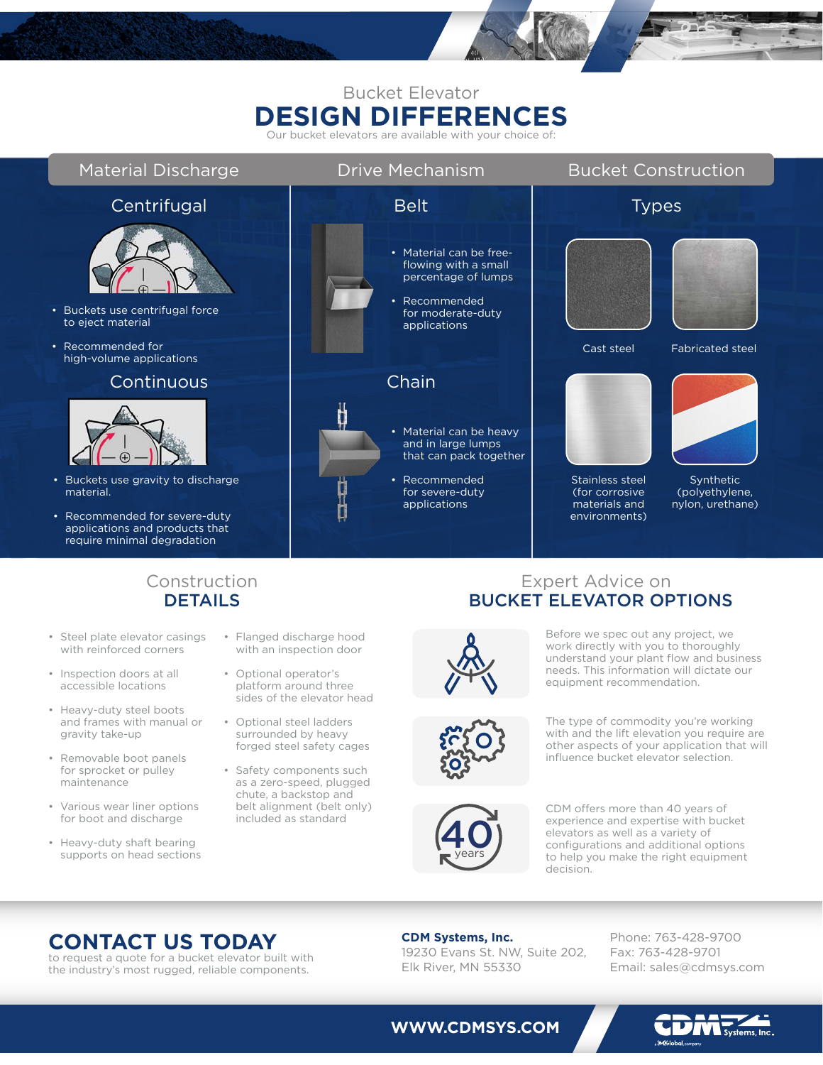# Bucket Elevator
# DESIGN DIFFERENCES

Our bucket elevators are available with your choice of:

## Material Discharge

### Centrifugal

- Buckets use centrifugal force to eject material
- Recommended for high-volume applications

### Continuous

- Buckets use gravity to discharge material.
- Recommended for severe-duty applications and products that require minimal degradation

## Drive Mechanism

### Belt

- Material can be free-flowing with a small percentage of lumps
- Recommended for moderate-duty applications

### Chain

- Material can be heavy and in large lumps that can pack together
- Recommended for severe-duty applications

## Bucket Construction

### Types

- Cast steel
- Fabricated steel
- Stainless steel (for corrosive materials and environments)
- Synthetic (polyethylene, nylon, urethane)

## Construction DETAILS

- Steel plate elevator casings with reinforced corners
- Inspection doors at all accessible locations
- Heavy-duty steel boots and frames with manual or gravity take-up
- Removable boot panels for sprocket or pulley maintenance
- Various wear liner options for boot and discharge
- Heavy-duty shaft bearing supports on head sections
- Flanged discharge hood with an inspection door
- Optional operator's platform around three sides of the elevator head
- Optional steel ladders surrounded by heavy forged steel safety cages
- Safety components such as a zero-speed, plugged chute, a backstop and belt alignment (belt only) included as standard

## Expert Advice on BUCKET ELEVATOR OPTIONS

Before we spec out any project, we work directly with you to thoroughly understand your plant flow and business needs. This information will dictate our equipment recommendation.

The type of commodity you're working with and the lift elevation you require are other aspects of your application that will influence bucket elevator selection.

40 years

CDM offers more than 40 years of experience and expertise with bucket elevators as well as a variety of configurations and additional options to help you make the right equipment decision.

## CONTACT US TODAY

to request a quote for a bucket elevator built with the industry's most rugged, reliable components.

**CDM Systems, Inc.**
19230 Evans St. NW, Suite 202,
Elk River, MN 55330

Phone: 763-428-9700
Fax: 763-428-9701
Email: sales@cdmsys.com

**WWW.CDMSYS.COM**

CDM Systems, Inc.